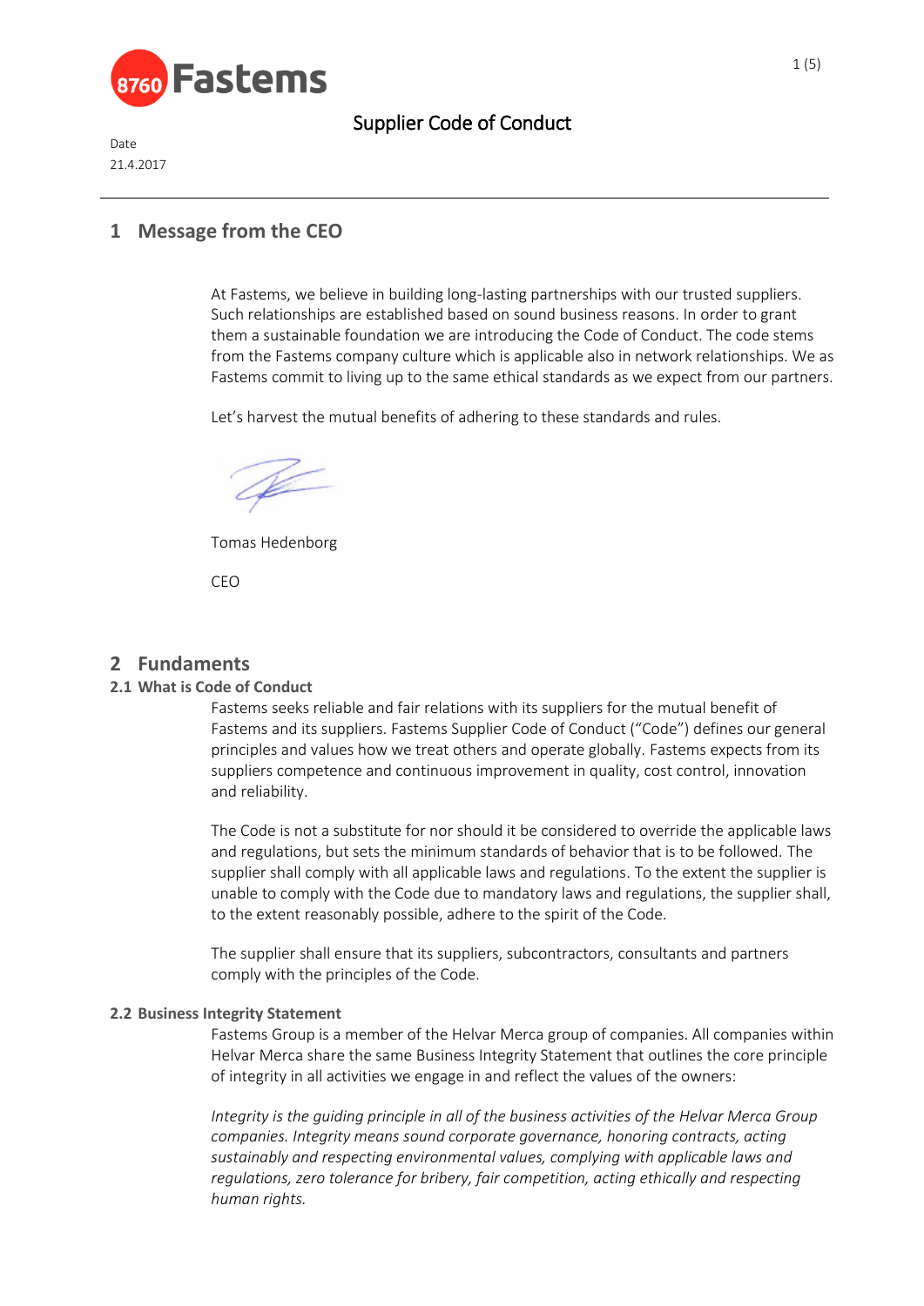# Supplier Code of Conduct

Date
21.4.2017

## 1 Message from the CEO

At Fastems, we believe in building long-lasting partnerships with our trusted suppliers. Such relationships are established based on sound business reasons. In order to grant them a sustainable foundation we are introducing the Code of Conduct. The code stems from the Fastems company culture which is applicable also in network relationships. We as Fastems commit to living up to the same ethical standards as we expect from our partners.

Let's harvest the mutual benefits of adhering to these standards and rules.

Tomas Hedenborg

CEO

## 2 Fundaments

### 2.1 What is Code of Conduct

Fastems seeks reliable and fair relations with its suppliers for the mutual benefit of Fastems and its suppliers. Fastems Supplier Code of Conduct ("Code") defines our general principles and values how we treat others and operate globally. Fastems expects from its suppliers competence and continuous improvement in quality, cost control, innovation and reliability.

The Code is not a substitute for nor should it be considered to override the applicable laws and regulations, but sets the minimum standards of behavior that is to be followed. The supplier shall comply with all applicable laws and regulations. To the extent the supplier is unable to comply with the Code due to mandatory laws and regulations, the supplier shall, to the extent reasonably possible, adhere to the spirit of the Code.

The supplier shall ensure that its suppliers, subcontractors, consultants and partners comply with the principles of the Code.

### 2.2 Business Integrity Statement

Fastems Group is a member of the Helvar Merca group of companies. All companies within Helvar Merca share the same Business Integrity Statement that outlines the core principle of integrity in all activities we engage in and reflect the values of the owners:

*Integrity is the guiding principle in all of the business activities of the Helvar Merca Group companies. Integrity means sound corporate governance, honoring contracts, acting sustainably and respecting environmental values, complying with applicable laws and regulations, zero tolerance for bribery, fair competition, acting ethically and respecting human rights.*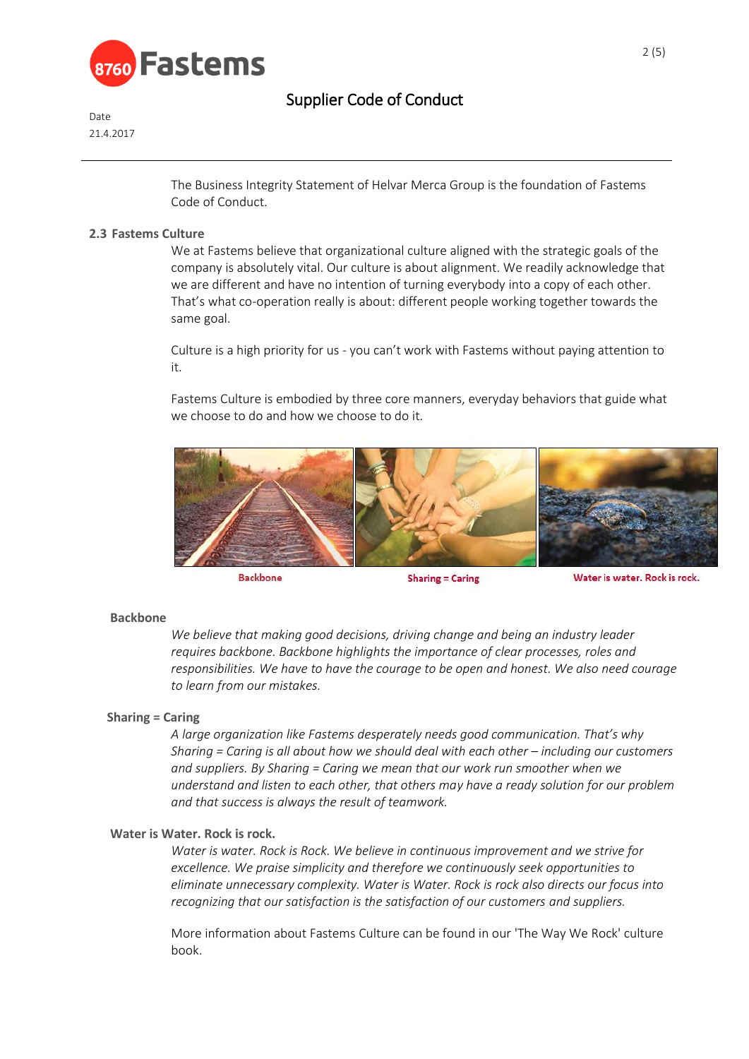The Business Integrity Statement of Helvar Merca Group is the foundation of Fastems Code of Conduct.

### 2.3 Fastems Culture

We at Fastems believe that organizational culture aligned with the strategic goals of the company is absolutely vital. Our culture is about alignment. We readily acknowledge that we are different and have no intention of turning everybody into a copy of each other. That's what co-operation really is about: different people working together towards the same goal.

Culture is a high priority for us - you can't work with Fastems without paying attention to it.

Fastems Culture is embodied by three core manners, everyday behaviors that guide what we choose to do and how we choose to do it.

Backbone

Sharing = Caring

Water is water. Rock is rock.

#### Backbone

*We believe that making good decisions, driving change and being an industry leader requires backbone. Backbone highlights the importance of clear processes, roles and responsibilities. We have to have the courage to be open and honest. We also need courage to learn from our mistakes.*

#### Sharing = Caring

*A large organization like Fastems desperately needs good communication. That's why Sharing = Caring is all about how we should deal with each other – including our customers and suppliers. By Sharing = Caring we mean that our work run smoother when we understand and listen to each other, that others may have a ready solution for our problem and that success is always the result of teamwork.*

#### Water is Water. Rock is rock.

*Water is water. Rock is Rock. We believe in continuous improvement and we strive for excellence. We praise simplicity and therefore we continuously seek opportunities to eliminate unnecessary complexity. Water is Water. Rock is rock also directs our focus into recognizing that our satisfaction is the satisfaction of our customers and suppliers.*

More information about Fastems Culture can be found in our 'The Way We Rock' culture book.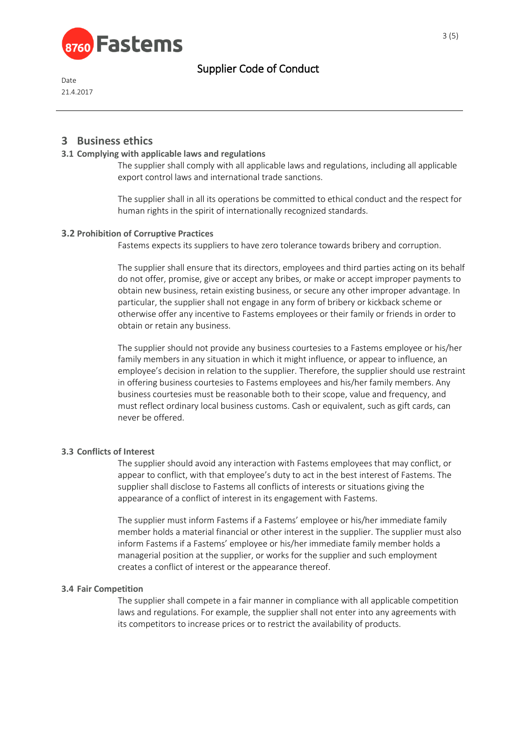## 3 Business ethics

### 3.1 Complying with applicable laws and regulations

The supplier shall comply with all applicable laws and regulations, including all applicable export control laws and international trade sanctions.

The supplier shall in all its operations be committed to ethical conduct and the respect for human rights in the spirit of internationally recognized standards.

### 3.2 Prohibition of Corruptive Practices

Fastems expects its suppliers to have zero tolerance towards bribery and corruption.

The supplier shall ensure that its directors, employees and third parties acting on its behalf do not offer, promise, give or accept any bribes, or make or accept improper payments to obtain new business, retain existing business, or secure any other improper advantage. In particular, the supplier shall not engage in any form of bribery or kickback scheme or otherwise offer any incentive to Fastems employees or their family or friends in order to obtain or retain any business.

The supplier should not provide any business courtesies to a Fastems employee or his/her family members in any situation in which it might influence, or appear to influence, an employee's decision in relation to the supplier. Therefore, the supplier should use restraint in offering business courtesies to Fastems employees and his/her family members. Any business courtesies must be reasonable both to their scope, value and frequency, and must reflect ordinary local business customs. Cash or equivalent, such as gift cards, can never be offered.

### 3.3 Conflicts of Interest

The supplier should avoid any interaction with Fastems employees that may conflict, or appear to conflict, with that employee's duty to act in the best interest of Fastems. The supplier shall disclose to Fastems all conflicts of interests or situations giving the appearance of a conflict of interest in its engagement with Fastems.

The supplier must inform Fastems if a Fastems' employee or his/her immediate family member holds a material financial or other interest in the supplier. The supplier must also inform Fastems if a Fastems' employee or his/her immediate family member holds a managerial position at the supplier, or works for the supplier and such employment creates a conflict of interest or the appearance thereof.

### 3.4 Fair Competition

The supplier shall compete in a fair manner in compliance with all applicable competition laws and regulations. For example, the supplier shall not enter into any agreements with its competitors to increase prices or to restrict the availability of products.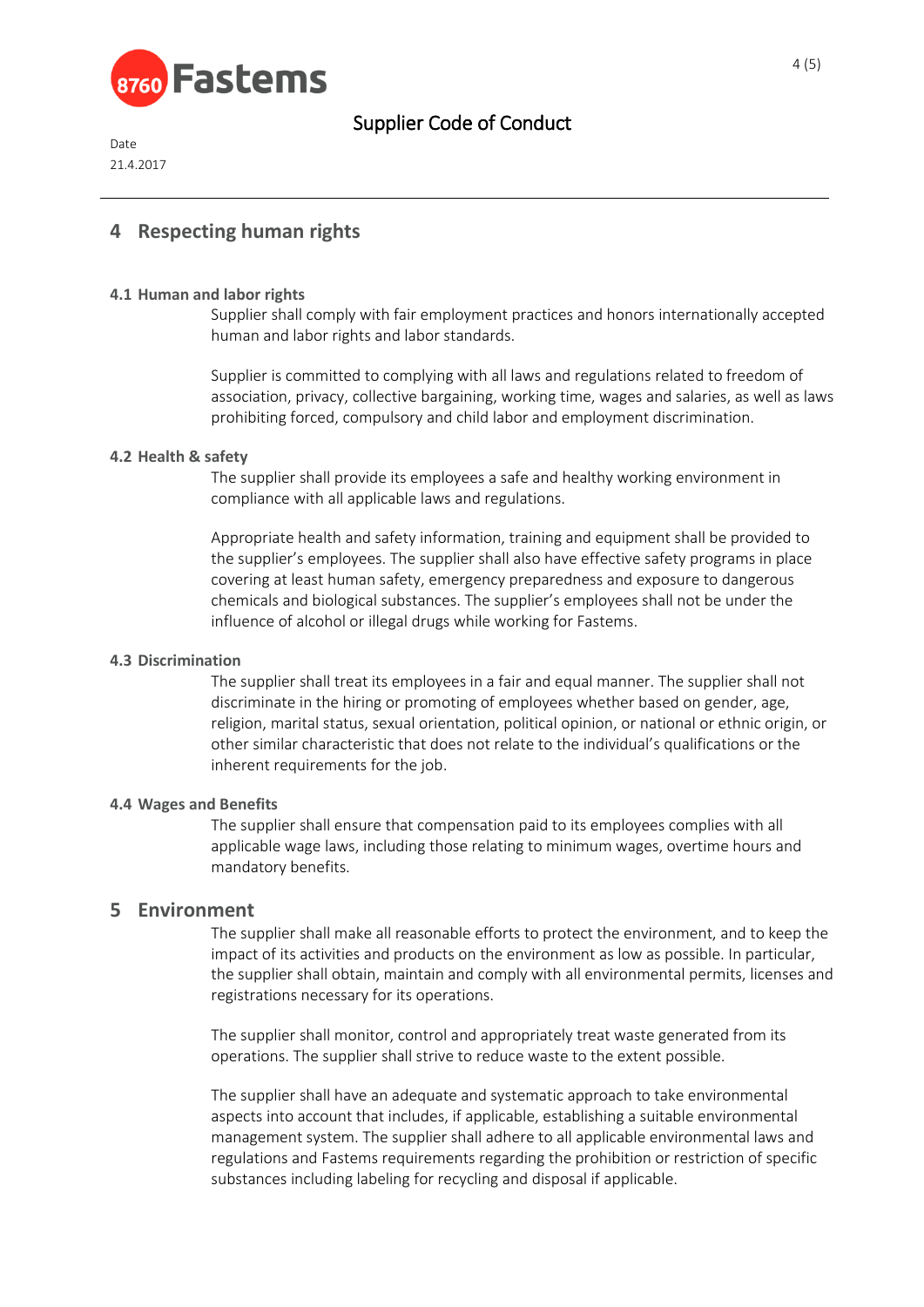## 4 Respecting human rights

### 4.1 Human and labor rights

Supplier shall comply with fair employment practices and honors internationally accepted human and labor rights and labor standards.

Supplier is committed to complying with all laws and regulations related to freedom of association, privacy, collective bargaining, working time, wages and salaries, as well as laws prohibiting forced, compulsory and child labor and employment discrimination.

### 4.2 Health & safety

The supplier shall provide its employees a safe and healthy working environment in compliance with all applicable laws and regulations.

Appropriate health and safety information, training and equipment shall be provided to the supplier's employees. The supplier shall also have effective safety programs in place covering at least human safety, emergency preparedness and exposure to dangerous chemicals and biological substances. The supplier's employees shall not be under the influence of alcohol or illegal drugs while working for Fastems.

### 4.3 Discrimination

The supplier shall treat its employees in a fair and equal manner. The supplier shall not discriminate in the hiring or promoting of employees whether based on gender, age, religion, marital status, sexual orientation, political opinion, or national or ethnic origin, or other similar characteristic that does not relate to the individual's qualifications or the inherent requirements for the job.

### 4.4 Wages and Benefits

The supplier shall ensure that compensation paid to its employees complies with all applicable wage laws, including those relating to minimum wages, overtime hours and mandatory benefits.

## 5 Environment

The supplier shall make all reasonable efforts to protect the environment, and to keep the impact of its activities and products on the environment as low as possible. In particular, the supplier shall obtain, maintain and comply with all environmental permits, licenses and registrations necessary for its operations.

The supplier shall monitor, control and appropriately treat waste generated from its operations. The supplier shall strive to reduce waste to the extent possible.

The supplier shall have an adequate and systematic approach to take environmental aspects into account that includes, if applicable, establishing a suitable environmental management system. The supplier shall adhere to all applicable environmental laws and regulations and Fastems requirements regarding the prohibition or restriction of specific substances including labeling for recycling and disposal if applicable.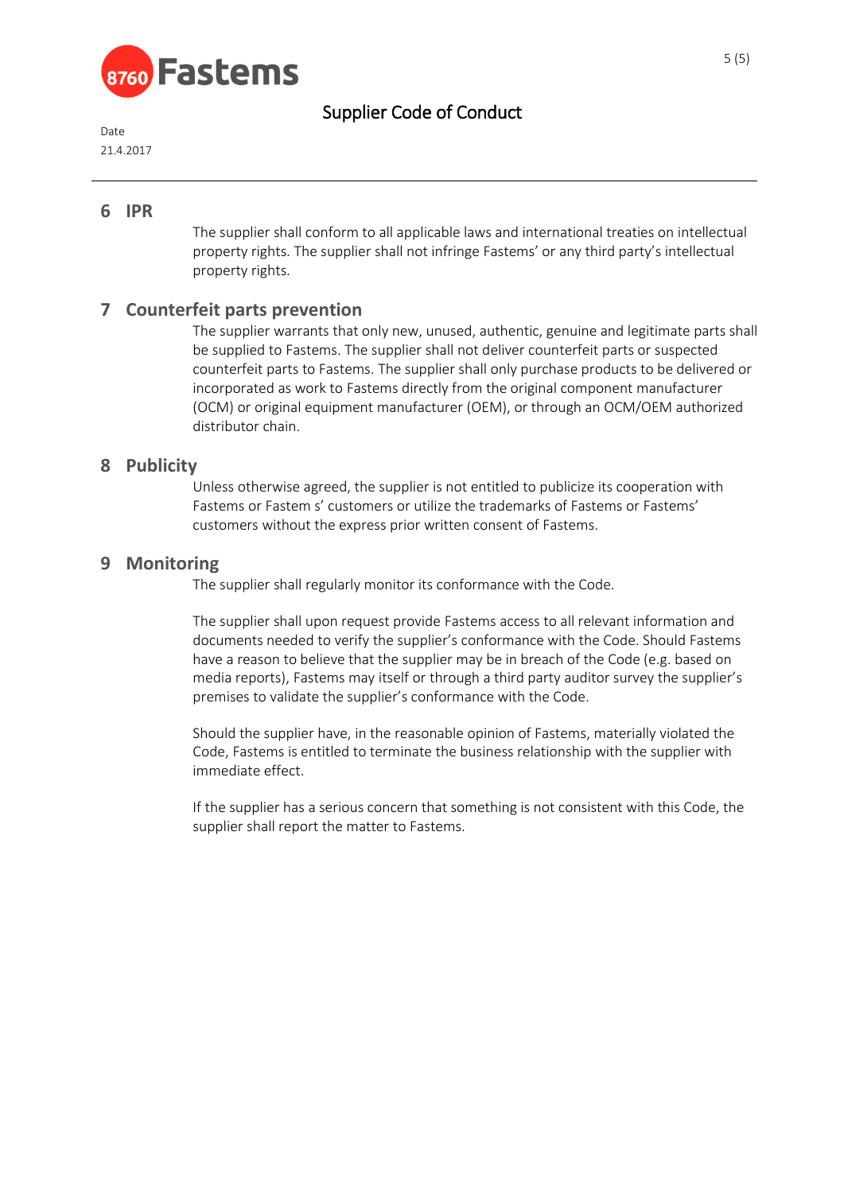## 6 IPR

The supplier shall conform to all applicable laws and international treaties on intellectual property rights. The supplier shall not infringe Fastems' or any third party's intellectual property rights.

## 7 Counterfeit parts prevention

The supplier warrants that only new, unused, authentic, genuine and legitimate parts shall be supplied to Fastems. The supplier shall not deliver counterfeit parts or suspected counterfeit parts to Fastems. The supplier shall only purchase products to be delivered or incorporated as work to Fastems directly from the original component manufacturer (OCM) or original equipment manufacturer (OEM), or through an OCM/OEM authorized distributor chain.

## 8 Publicity

Unless otherwise agreed, the supplier is not entitled to publicize its cooperation with Fastems or Fastem s' customers or utilize the trademarks of Fastems or Fastems' customers without the express prior written consent of Fastems.

## 9 Monitoring

The supplier shall regularly monitor its conformance with the Code.

The supplier shall upon request provide Fastems access to all relevant information and documents needed to verify the supplier's conformance with the Code. Should Fastems have a reason to believe that the supplier may be in breach of the Code (e.g. based on media reports), Fastems may itself or through a third party auditor survey the supplier's premises to validate the supplier's conformance with the Code.

Should the supplier have, in the reasonable opinion of Fastems, materially violated the Code, Fastems is entitled to terminate the business relationship with the supplier with immediate effect.

If the supplier has a serious concern that something is not consistent with this Code, the supplier shall report the matter to Fastems.